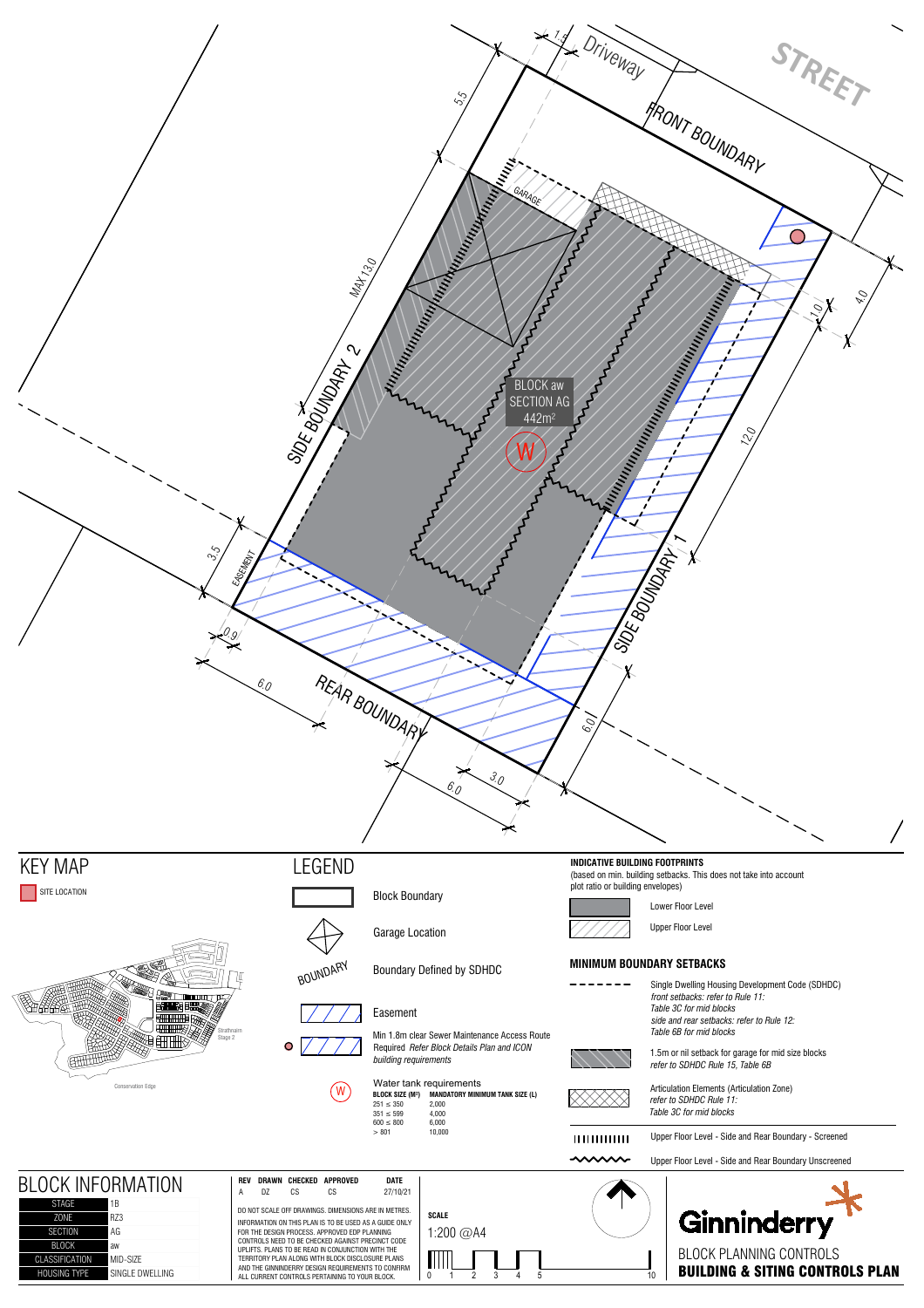STREET

Driveway

FRONT BOUNDARY

GARAGE

SIDE BOUNDARY 2

MAX 13.0

5.5

1.5

1.0

4.0

12.0

BLOCK aw
SECTION AG
442m²

W

SIDE BOUNDARY 1

3.5

EASEMENT

0.9

6.0

REAR BOUNDARY

6.0

3.0

6.0

## KEY MAP

SITE LOCATION

Strathnairn Stage 2

Conservation Edge

## LEGEND

Block Boundary

Garage Location

BOUNDARY — Boundary Defined by SDHDC

Easement

Min 1.8m clear Sewer Maintenance Access Route Required *Refer Block Details Plan and ICON building requirements*

Water tank requirements

| BLOCK SIZE (M²) | MANDATORY MINIMUM TANK SIZE (L) |
|---|---|
| 251 ≤ 350 | 2,000 |
| 351 ≤ 599 | 4,000 |
| 600 ≤ 800 | 6,000 |
| > 801 | 10,000 |

**INDICATIVE BUILDING FOOTPRINTS**
(based on min. building setbacks. This does not take into account plot ratio or building envelopes)

Lower Floor Level

Upper Floor Level

**MINIMUM BOUNDARY SETBACKS**

Single Dwelling Housing Development Code (SDHDC)
*front setbacks: refer to Rule 11: Table 3C for mid blocks*
*side and rear setbacks: refer to Rule 12: Table 6B for mid blocks*

1.5m or nil setback for garage for mid size blocks
*refer to SDHDC Rule 15, Table 6B*

Articulation Elements (Articulation Zone)
*refer to SDHDC Rule 11: Table 3C for mid blocks*

Upper Floor Level - Side and Rear Boundary - Screened

Upper Floor Level - Side and Rear Boundary Unscreened

## BLOCK INFORMATION

| | |
|---|---|
| STAGE | 1B |
| ZONE | RZ3 |
| SECTION | AG |
| BLOCK | aw |
| CLASSIFICATION | MID-SIZE |
| HOUSING TYPE | SINGLE DWELLING |

| REV | DRAWN | CHECKED | APPROVED | DATE |
|---|---|---|---|---|
| A | DZ | CS | CS | 27/10/21 |

DO NOT SCALE OFF DRAWINGS. DIMENSIONS ARE IN METRES.
INFORMATION ON THIS PLAN IS TO BE USED AS A GUIDE ONLY FOR THE DESIGN PROCESS. APPROVED EDP PLANNING CONTROLS NEED TO BE CHECKED AGAINST PRECINCT CODE UPLIFTS. PLANS TO BE READ IN CONJUNCTION WITH THE TERRITORY PLAN ALONG WITH BLOCK DISCLOSURE PLANS AND THE GINNINDERRY DESIGN REQUIREMENTS TO CONFIRM ALL CURRENT CONTROLS PERTAINING TO YOUR BLOCK.

**SCALE**
1:200 @A4

0 1 2 3 4 5 10

Ginninderry

BLOCK PLANNING CONTROLS
**BUILDING & SITING CONTROLS PLAN**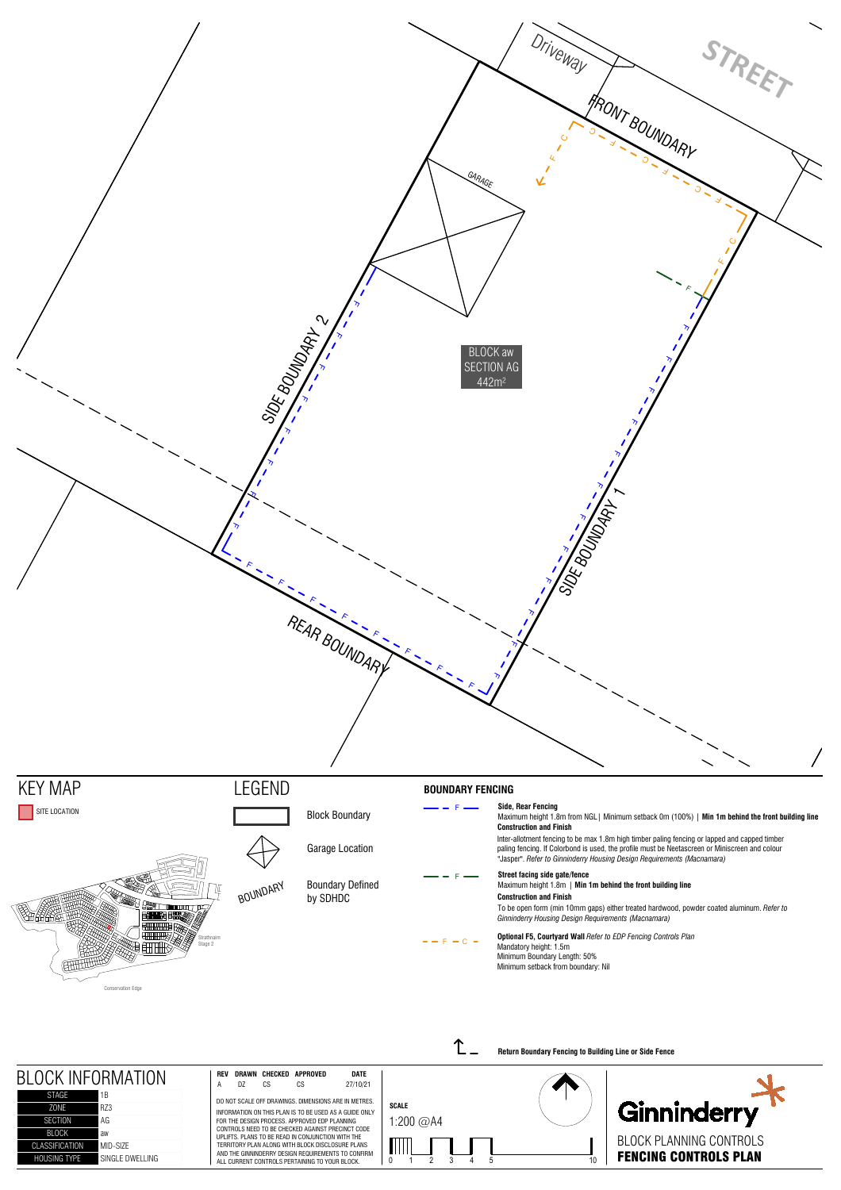Driveway

STREET

FRONT BOUNDARY

GARAGE

SIDE BOUNDARY 2

BLOCK aw
SECTION AG
442m²

SIDE BOUNDARY 1

REAR BOUNDARY

# KEY MAP

SITE LOCATION

Strathnairn Stage 2

Conservation Edge

# LEGEND

Block Boundary

Garage Location

Boundary Defined by SDHDC

## BOUNDARY FENCING

**Side, Rear Fencing**
Maximum height 1.8m from NGL | Minimum setback 0m (100%) | **Min 1m behind the front building line**
**Construction and Finish**
Inter-allotment fencing to be max 1.8m high timber paling fencing or lapped and capped timber paling fencing. If Colorbond is used, the profile must be Neetascreen or Miniscreen and colour "Jasper". *Refer to Ginninderry Housing Design Requirements (Macnamara)*

**Street facing side gate/fence**
Maximum height 1.8m | **Min 1m behind the front building line**
**Construction and Finish**
To be open form (min 10mm gaps) either treated hardwood, powder coated aluminum. *Refer to Ginninderry Housing Design Requirements (Macnamara)*

**Optional F5, Courtyard Wall** *Refer to EDP Fencing Controls Plan*
Mandatory height: 1.5m
Minimum Boundary Length: 50%
Minimum setback from boundary: Nil

**Return Boundary Fencing to Building Line or Side Fence**

# BLOCK INFORMATION

| | |
|---|---|
| STAGE | 1B |
| ZONE | RZ3 |
| SECTION | AG |
| BLOCK | aw |
| CLASSIFICATION | MID-SIZE |
| HOUSING TYPE | SINGLE DWELLING |

| REV | DRAWN | CHECKED | APPROVED | DATE |
|---|---|---|---|---|
| A | DZ | CS | CS | 27/10/21 |

DO NOT SCALE OFF DRAWINGS. DIMENSIONS ARE IN METRES.

INFORMATION ON THIS PLAN IS TO BE USED AS A GUIDE ONLY FOR THE DESIGN PROCESS. APPROVED EDP PLANNING CONTROLS NEED TO BE CHECKED AGAINST PRECINCT CODE UPLIFTS. PLANS TO BE READ IN CONJUNCTION WITH THE TERRITORY PLAN ALONG WITH BLOCK DISCLOSURE PLANS AND THE GINNINDERRY DESIGN REQUIREMENTS TO CONFIRM ALL CURRENT CONTROLS PERTAINING TO YOUR BLOCK.

**SCALE**
1:200 @A4
0 1 2 3 4 5 10

Ginninderry

BLOCK PLANNING CONTROLS
**FENCING CONTROLS PLAN**